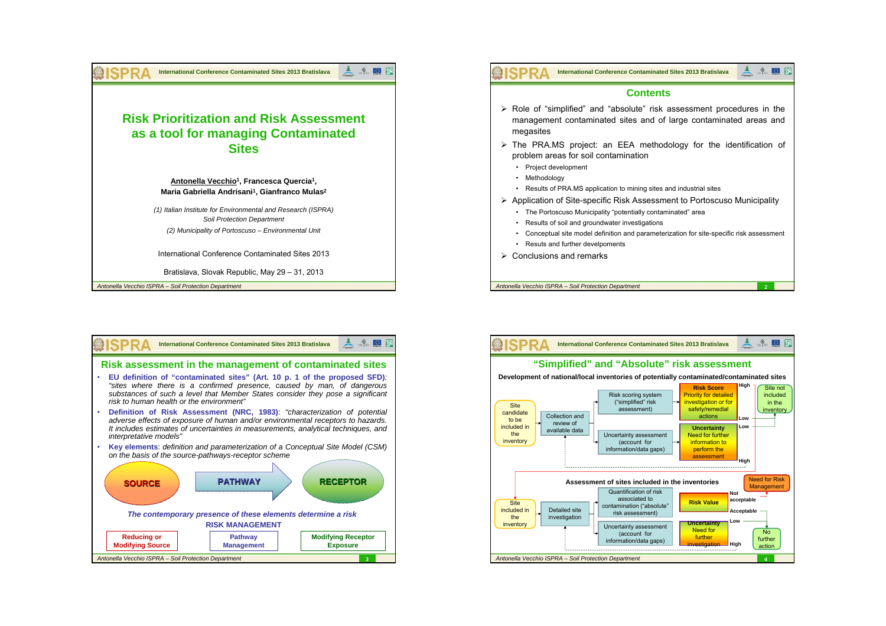# Risk Prioritization and Risk Assessment as a tool for managing Contaminated Sites

**Antonella Vecchio[1], Francesca Quercia[1], Maria Gabriella Andrisani[1], Gianfranco Mulas[2]**

*(1) Italian Institute for Environmental and Research (ISPRA) Soil Protection Department*

*(2) Municipality of Portoscuso – Environmental Unit*

International Conference Contaminated Sites 2013

Bratislava, Slovak Republic, May 29 – 31, 2013

## Contents

- Role of "simplified" and "absolute" risk assessment procedures in the management contaminated sites and of large contaminated areas and megasites
- The PRA.MS project: an EEA methodology for the identification of problem areas for soil contamination
  - Project development
  - Methodology
  - Results of PRA.MS application to mining sites and industrial sites
- Application of Site-specific Risk Assessment to Portoscuso Municipality
  - The Portoscuso Municipality "potentially contaminated" area
  - Results of soil and groundwater investigations
  - Conceptual site model definition and parameterization for site-specific risk assessment
  - Resuts and further develpoments
- Conclusions and remarks

## Risk assessment in the management of contaminated sites

- **EU definition of "contaminated sites" (Art. 10 p. 1 of the proposed SFD)**: *"sites where there is a confirmed presence, caused by man, of dangerous substances of such a level that Member States consider they pose a significant risk to human health or the environment"*
- **Definition of Risk Assessment (NRC, 1983)**: *"characterization of potential adverse effects of exposure of human and/or environmental receptors to hazards. It includes estimates of uncertainties in measurements, analytical techniques, and interpretative models"*
- **Key elements**: *definition and parameterization of a Conceptual Site Model (CSM) on the basis of the source-pathways-receptor scheme*

SOURCE → PATHWAY → RECEPTOR

*The contemporary presence of these elements determine a risk*

**RISK MANAGEMENT**

| Reducing or Modifying Source | Pathway Management | Modifying Receptor Exposure |
|---|---|---|

## "Simplified" and "Absolute" risk assessment

**Development of national/local inventories of potentially contaminated/contaminated sites**

Site candidate to be included in the inventory → Collection and review of available data → Risk scoring system ("simplified" risk assessment) → Risk Score: Priority for detailed investigation or for safety/remedial actions (High / Low → Site not included in the inventory)

Collection and review of available data → Uncertainty assessment (account for information/data gaps) → Uncertainty: Need for further information to perform the assessment (Low / High)

**Assessment of sites included in the inventories**

Site included in the inventory → Detailed site investigation → Quantification of risk associated to contamination ("absolute" risk assessment) → Risk Value (Not acceptable → Need for Risk Management; Acceptable → No further action)

Detailed site investigation → Uncertainty assessment (account for information/data gaps) → Uncertainty: Need for further investigation (Low → No further action; High)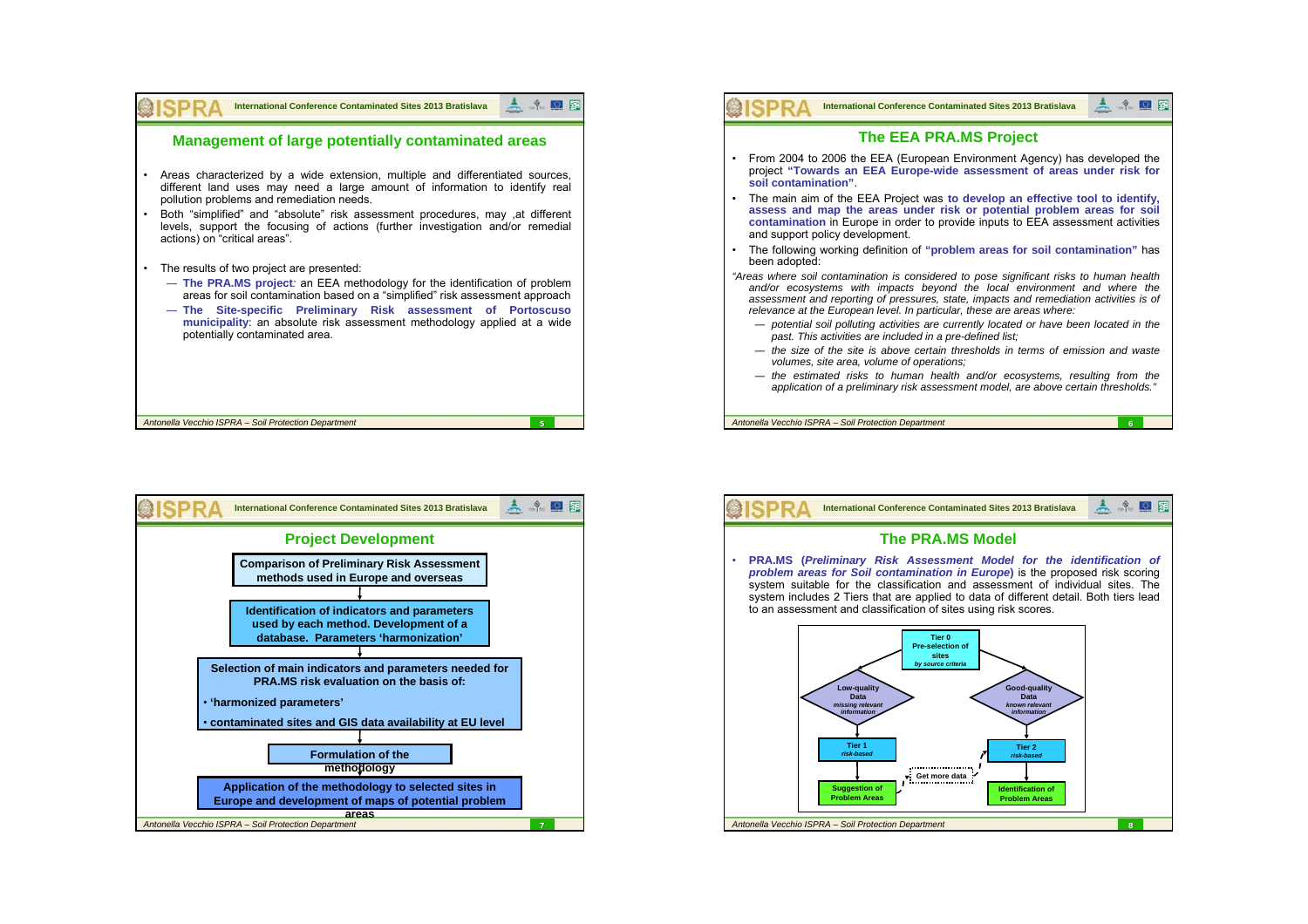## Management of large potentially contaminated areas

- Areas characterized by a wide extension, multiple and differentiated sources, different land uses may need a large amount of information to identify real pollution problems and remediation needs.
- Both "simplified" and "absolute" risk assessment procedures, may ,at different levels, support the focusing of actions (further investigation and/or remedial actions) on "critical areas".
- The results of two project are presented:
  - **The PRA.MS project**: an EEA methodology for the identification of problem areas for soil contamination based on a "simplified" risk assessment approach
  - **The Site-specific Preliminary Risk assessment of Portoscuso municipality**: an absolute risk assessment methodology applied at a wide potentially contaminated area.

## The EEA PRA.MS Project

- From 2004 to 2006 the EEA (European Environment Agency) has developed the project **"Towards an EEA Europe-wide assessment of areas under risk for soil contamination"**.
- The main aim of the EEA Project was **to develop an effective tool to identify, assess and map the areas under risk or potential problem areas for soil contamination** in Europe in order to provide inputs to EEA assessment activities and support policy development.
- The following working definition of **"problem areas for soil contamination"** has been adopted:

*"Areas where soil contamination is considered to pose significant risks to human health and/or ecosystems with impacts beyond the local environment and where the assessment and reporting of pressures, state, impacts and remediation activities is of relevance at the European level. In particular, these are areas where:*

- *potential soil polluting activities are currently located or have been located in the past. This activities are included in a pre-defined list;*
- *the size of the site is above certain thresholds in terms of emission and waste volumes, site area, volume of operations;*
- *the estimated risks to human health and/or ecosystems, resulting from the application of a preliminary risk assessment model, are above certain thresholds."*

## Project Development

**Comparison of Preliminary Risk Assessment methods used in Europe and overseas**

↓

**Identification of indicators and parameters used by each method. Development of a database. Parameters 'harmonization'**

↓

**Selection of main indicators and parameters needed for PRA.MS risk evaluation on the basis of:**
- **'harmonized parameters'**
- **contaminated sites and GIS data availability at EU level**

↓

**Formulation of the methodology**

↓

**Application of the methodology to selected sites in Europe and development of maps of potential problem areas**

## The PRA.MS Model

- **PRA.MS (*Preliminary Risk Assessment Model for the identification of problem areas for Soil contamination in Europe*)** is the proposed risk scoring system suitable for the classification and assessment of individual sites. The system includes 2 Tiers that are applied to data of different detail. Both tiers lead to an assessment and classification of sites using risk scores.

**Tier 0** Pre-selection of sites *by source criteria*

- **Low-quality Data** *missing relevant information* → **Tier 1** *risk-based* → **Suggestion of Problem Areas**
- **Good-quality Data** *known relevant information* → **Tier 2** *risk-based* → **Identification of Problem Areas**

Suggestion of Problem Areas → Get more data → Tier 2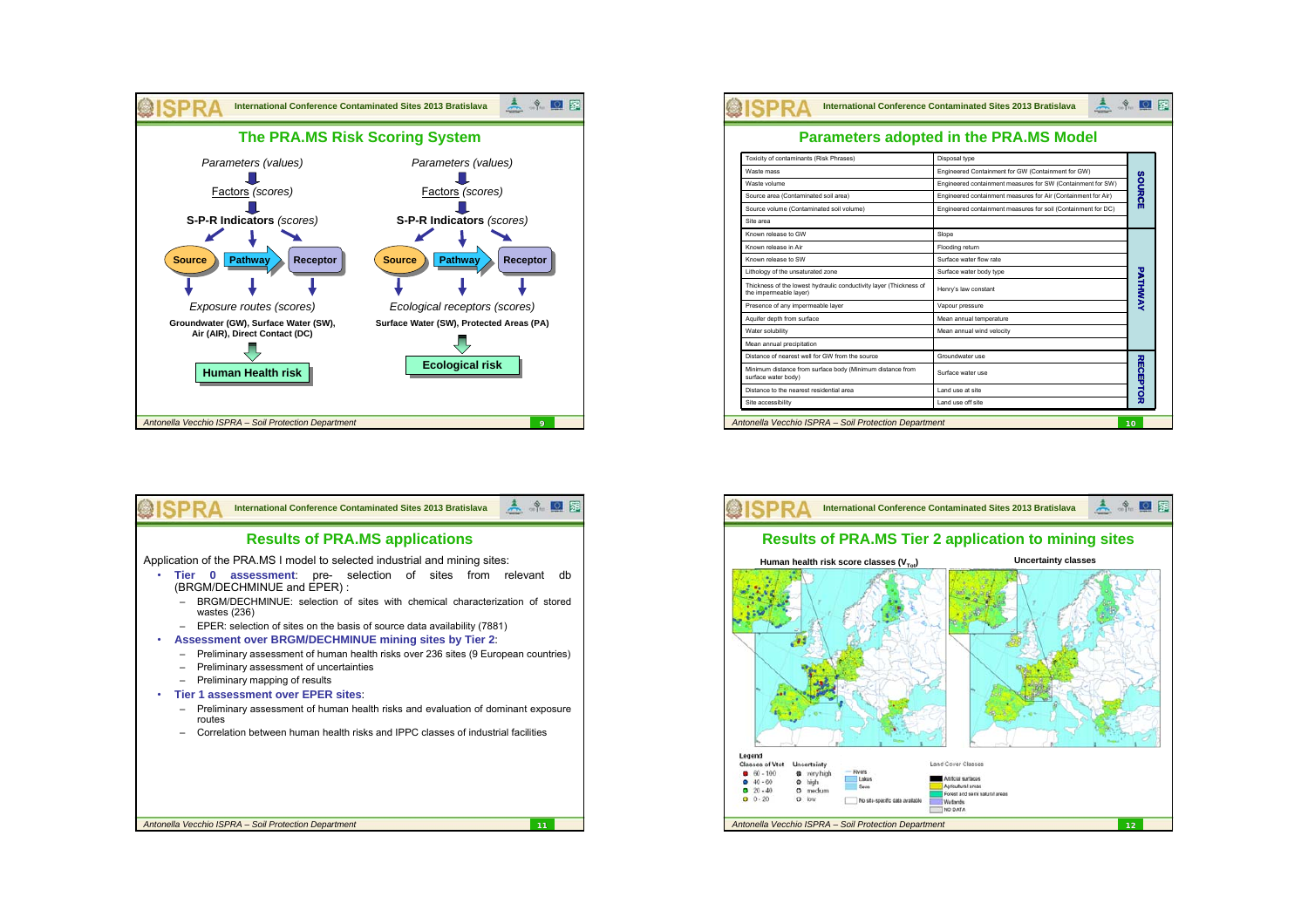## The PRA.MS Risk Scoring System

*Parameters (values)*

Factors *(scores)*

**S-P-R Indicators** *(scores)*

**Source** → **Pathway** → **Receptor**

*Exposure routes (scores)*

**Groundwater (GW), Surface Water (SW), Air (AIR), Direct Contact (DC)**

**Human Health risk**

*Parameters (values)*

Factors *(scores)*

**S-P-R Indicators** *(scores)*

**Source** → **Pathway** → **Receptor**

*Ecological receptors (scores)*

**Surface Water (SW), Protected Areas (PA)**

**Ecological risk**

## Parameters adopted in the PRA.MS Model

| | | |
|---|---|---|
| Toxicity of contaminants (Risk Phrases) | Disposal type | SOURCE |
| Waste mass | Engineered Containment for GW (Containment for GW) | |
| Waste volume | Engineered containment measures for SW (Containment for SW) | |
| Source area (Contaminated soil area) | Engineered containment measures for Air (Containment for Air) | |
| Source volume (Contaminated soil volume) | Engineered containment measures for soil (Containment for DC) | |
| Site area | | |
| Known release to GW | Slope | PATHWAY |
| Known release in Air | Flooding return | |
| Known release to SW | Surface water flow rate | |
| Lithology of the unsaturated zone | Surface water body type | |
| Thickness of the lowest hydraulic conductivity layer (Thickness of the impermeable layer) | Henry's law constant | |
| Presence of any impermeable layer | Vapour pressure | |
| Aquifer depth from surface | Mean annual temperature | |
| Water solubility | Mean annual wind velocity | |
| Mean annual precipitation | | |
| Distance of nearest well for GW from the source | Groundwater use | RECEPTOR |
| Minimum distance from surface body (Minimum distance from surface body) | Surface water use | |
| Distance to the nearest residential area | Land use at site | |
| Site accessibility | Land use off site | |

## Results of PRA.MS applications

Application of the PRA.MS I model to selected industrial and mining sites:

- **Tier 0 assessment**: pre- selection of sites from relevant db (BRGM/DECHMINUE and EPER) :
  - BRGM/DECHMINUE: selection of sites with chemical characterization of stored wastes (236)
  - EPER: selection of sites on the basis of source data availability (7881)
- **Assessment over BRGM/DECHMINUE mining sites by Tier 2**:
  - Preliminary assessment of human health risks over 236 sites (9 European countries)
  - Preliminary assessment of uncertainties
  - Preliminary mapping of results
- **Tier 1 assessment over EPER sites**:
  - Preliminary assessment of human health risks and evaluation of dominant exposure routes
  - Correlation between human health risks and IPPC classes of industrial facilities

## Results of PRA.MS Tier 2 application to mining sites

**Human health risk score classes ($V_{Tot}$)** | **Uncertainty classes**

Legend

Classes of Vtot: 60 - 100; 40 - 60; 20 - 40; 0 - 20

Uncertainty: very high; high; medium; low

Rivers; Lakes; Seas; No site-specific data available

Land Cover Classes: Artificial surfaces; Agricultural areas; Forest and semi natural areas; Wetlands; NO DATA

Antonella Vecchio ISPRA – Soil Protection Department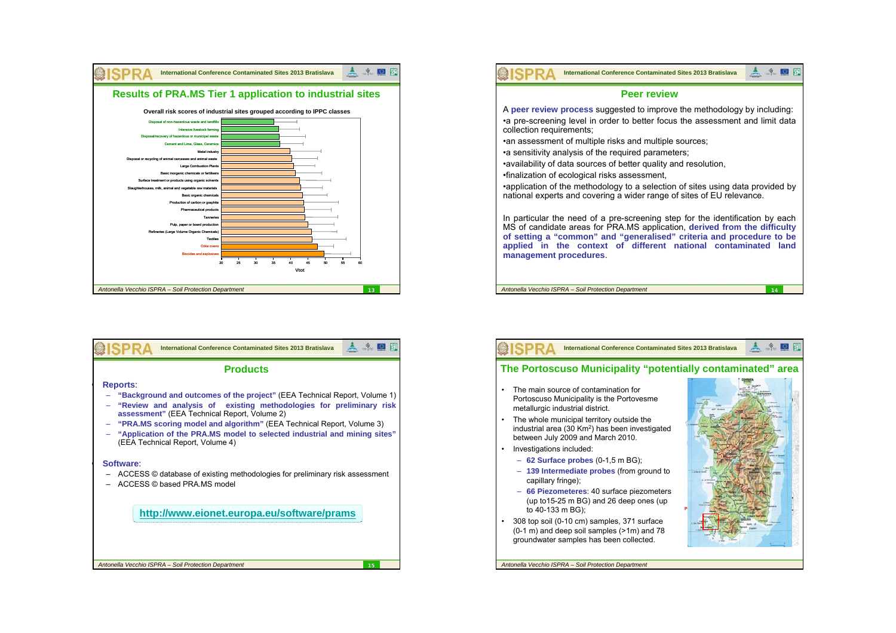## Results of PRA.MS Tier 1 application to industrial sites

Overall risk scores of industrial sites grouped according to IPPC classes

- Disposal of non-hazardous waste and landfills
- Intensive livestock farming
- Disposal/recovery of hazardous or municipal waste
- Cement and Lime, Glass, Ceramics
- Metal industry
- Disposal or recycling of animal carcasses and animal waste
- Large Combustion Plants
- Basic inorganic chemicals or fertilisers
- Surface treatment or products using organic solvents
- Slaughterhouses, milk, animal and vegetable raw materials
- Basic organic chemicals
- Production of carbon or graphite
- Pharmaceutical products
- Tanneries
- Pulp, paper or board production
- Refineries (Large Volume Organic Chemicals)
- Textiles
- Coke ovens
- Biocides and explosives

Vtot (axis: 20, 25, 30, 35, 40, 45, 50, 55, 60)

## Peer review

A **peer review process** suggested to improve the methodology by including:

- a pre-screening level in order to better focus the assessment and limit data collection requirements;
- an assessment of multiple risks and multiple sources;
- a sensitivity analysis of the required parameters;
- availability of data sources of better quality and resolution,
- finalization of ecological risks assessment,
- application of the methodology to a selection of sites using data provided by national experts and covering a wider range of sites of EU relevance.

In particular the need of a pre-screening step for the identification by each MS of candidate areas for PRA.MS application, **derived from the difficulty of setting a "common" and "generalised" criteria and procedure to be applied in the context of different national contaminated land management procedures**.

## Products

**Reports**:

- **"Background and outcomes of the project"** (EEA Technical Report, Volume 1)
- **"Review and analysis of existing methodologies for preliminary risk assessment"** (EEA Technical Report, Volume 2)
- **"PRA.MS scoring model and algorithm"** (EEA Technical Report, Volume 3)
- **"Application of the PRA.MS model to selected industrial and mining sites"** (EEA Technical Report, Volume 4)

**Software**:

- ACCESS © database of existing methodologies for preliminary risk assessment
- ACCESS © based PRA.MS model

**http://www.eionet.europa.eu/software/prams**

## The Portoscuso Municipality "potentially contaminated" area

- The main source of contamination for Portoscuso Municipality is the Portovesme metallurgic industrial district.
- The whole municipal territory outside the industrial area (30 Km$^2$) has been investigated between July 2009 and March 2010.
- Investigations included:
  - **62 Surface probes** (0-1,5 m BG);
  - **139 Intermediate probes** (from ground to capillary fringe);
  - **66 Piezometeres**: 40 surface piezometers (up to15-25 m BG) and 26 deep ones (up to 40-133 m BG);
- 308 top soil (0-10 cm) samples, 371 surface (0-1 m) and deep soil samples (>1m) and 78 groundwater samples has been collected.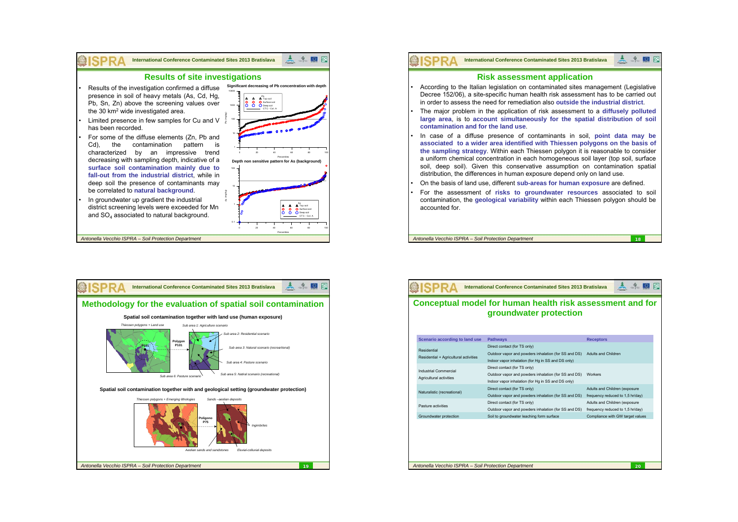## Results of site investigations

- Results of the investigation confirmed a diffuse presence in soil of heavy metals (As, Cd, Hg, Pb, Sn, Zn) above the screening values over the 30 km[2] wide investigated area.
- Limited presence in few samples for Cu and V has been recorded.
- For some of the diffuse elements (Zn, Pb and Cd), the contamination pattern is characterized by an impressive trend decreasing with sampling depth, indicative of a **surface soil contamination mainly due to fall-out from the industrial district**, while in deep soil the presence of contaminants may be correlated to **natural background**.
- In groundwater up gradient the industrial district screening levels were exceeded for Mn and $SO_4$ associated to natural background.

**Significant decreasing of Pb concentration with depth**

**Depth non sensitive pattern for As (background)**

## Risk assessment application

- According to the Italian legislation on contaminated sites management (Legislative Decree 152/06), a site-specific human health risk assessment has to be carried out in order to assess the need for remediation also **outside the industrial district**.
- The major problem in the application of risk assessment to a **diffusely polluted large area**, is to **account simultaneously for the spatial distribution of soil contamination and for the land use**.
- In case of a diffuse presence of contaminants in soil, **point data may be associated to a wider area identified with Thiessen polygons on the basis of the sampling strategy**. Within each Thiessen polygon it is reasonable to consider a uniform chemical concentration in each homogeneous soil layer (top soil, surface soil, deep soil). Given this conservative assumption on contamination spatial distribution, the differences in human exposure depend only on land use.
- On the basis of land use, different **sub-areas for human exposure** are defined.
- For the assessment of **risks to groundwater resources** associated to soil contamination, the **geological variability** within each Thiessen polygon should be accounted for.

## Methodology for the evaluation of spatial soil contamination

**Spatial soil contamination together with land use (human exposure)**

*Thiessen polygons + Land use* — *Sub area 1: Agriculture scenario*; *Sub area 2: Residential scenario*; *Sub area 3: Natural scenario (recreational)*; *Sub area 4: Pasture scenario*; *Sub area 5: Natral scenario (recreational)*; *Sub area 6: Pasture scenario* — Polygon P101

**Spatial soil contamination together with and geological setting (groundwater protection)**

*Thiessen polygons + Emerging lithologies* — *Sands –aeolian deposits*; *Ingimbrites*; *Aeolian sands and sandstones*; *Eluvial-colluvial deposits* — Poligono P75

## Conceptual model for human health risk assessment and for groundwater protection

| Scenario according to land use | Pathways | Receptors |
|---|---|---|
| Residential<br>Residential + Agricultural activities | Direct contact (for TS only)<br>Outdoor vapor and powders inhalation (for SS and DS)<br>Indoor vapor inhalation (for Hg in SS and DS only) | Adults and Children |
| Industrial Commercial<br>Agricultural activities | Direct contact (for TS only)<br>Outdoor vapor and powders inhalation (for SS and DS)<br>Indoor vapor inhalation (for Hg in SS and DS only) | Workers |
| Naturalistic (recreational) | Direct contact (for TS only)<br>Outdoor vapor and powders inhalation (for SS and DS) | Adults and Children (exposure frequency reduced to 1,5 hr/day) |
| Pasture activities | Direct contact (for TS only)<br>Outdoor vapor and powders inhalation (for SS and DS) | Adults and Children (exposure frequency reduced to 1,5 hr/day) |
| Groundwater protection | Soil to groundwater leaching form surface | Compliance with GW target values |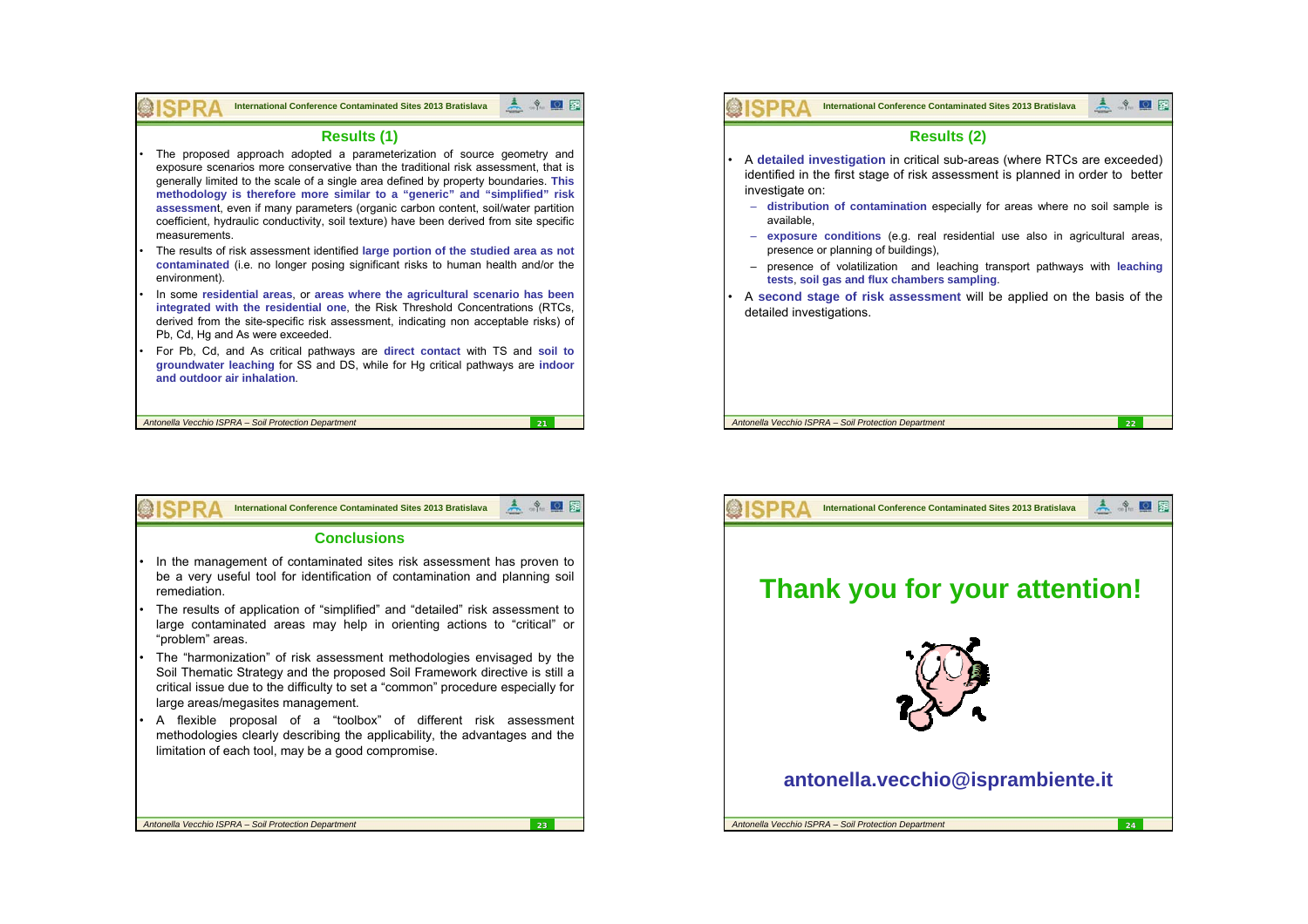## Results (1)

- The proposed approach adopted a parameterization of source geometry and exposure scenarios more conservative than the traditional risk assessment, that is generally limited to the scale of a single area defined by property boundaries. **This methodology is therefore more similar to a "generic" and "simplified" risk assessment**, even if many parameters (organic carbon content, soil/water partition coefficient, hydraulic conductivity, soil texture) have been derived from site specific measurements.
- The results of risk assessment identified **large portion of the studied area as not contaminated** (i.e. no longer posing significant risks to human health and/or the environment).
- In some **residential areas**, or **areas where the agricultural scenario has been integrated with the residential one**, the Risk Threshold Concentrations (RTCs, derived from the site-specific risk assessment, indicating non acceptable risks) of Pb, Cd, Hg and As were exceeded.
- For Pb, Cd, and As critical pathways are **direct contact** with TS and **soil to groundwater leaching** for SS and DS, while for Hg critical pathways are **indoor and outdoor air inhalation**.

## Results (2)

- A **detailed investigation** in critical sub-areas (where RTCs are exceeded) identified in the first stage of risk assessment is planned in order to better investigate on:
  - **distribution of contamination** especially for areas where no soil sample is available,
  - **exposure conditions** (e.g. real residential use also in agricultural areas, presence or planning of buildings),
  - presence of volatilization and leaching transport pathways with **leaching tests**, **soil gas and flux chambers sampling**.
- A **second stage of risk assessment** will be applied on the basis of the detailed investigations.

## Conclusions

- In the management of contaminated sites risk assessment has proven to be a very useful tool for identification of contamination and planning soil remediation.
- The results of application of "simplified" and "detailed" risk assessment to large contaminated areas may help in orienting actions to "critical" or "problem" areas.
- The "harmonization" of risk assessment methodologies envisaged by the Soil Thematic Strategy and the proposed Soil Framework directive is still a critical issue due to the difficulty to set a "common" procedure especially for large areas/megasites management.
- A flexible proposal of a "toolbox" of different risk assessment methodologies clearly describing the applicability, the advantages and the limitation of each tool, may be a good compromise.

# Thank you for your attention!

**antonella.vecchio@isprambiente.it**